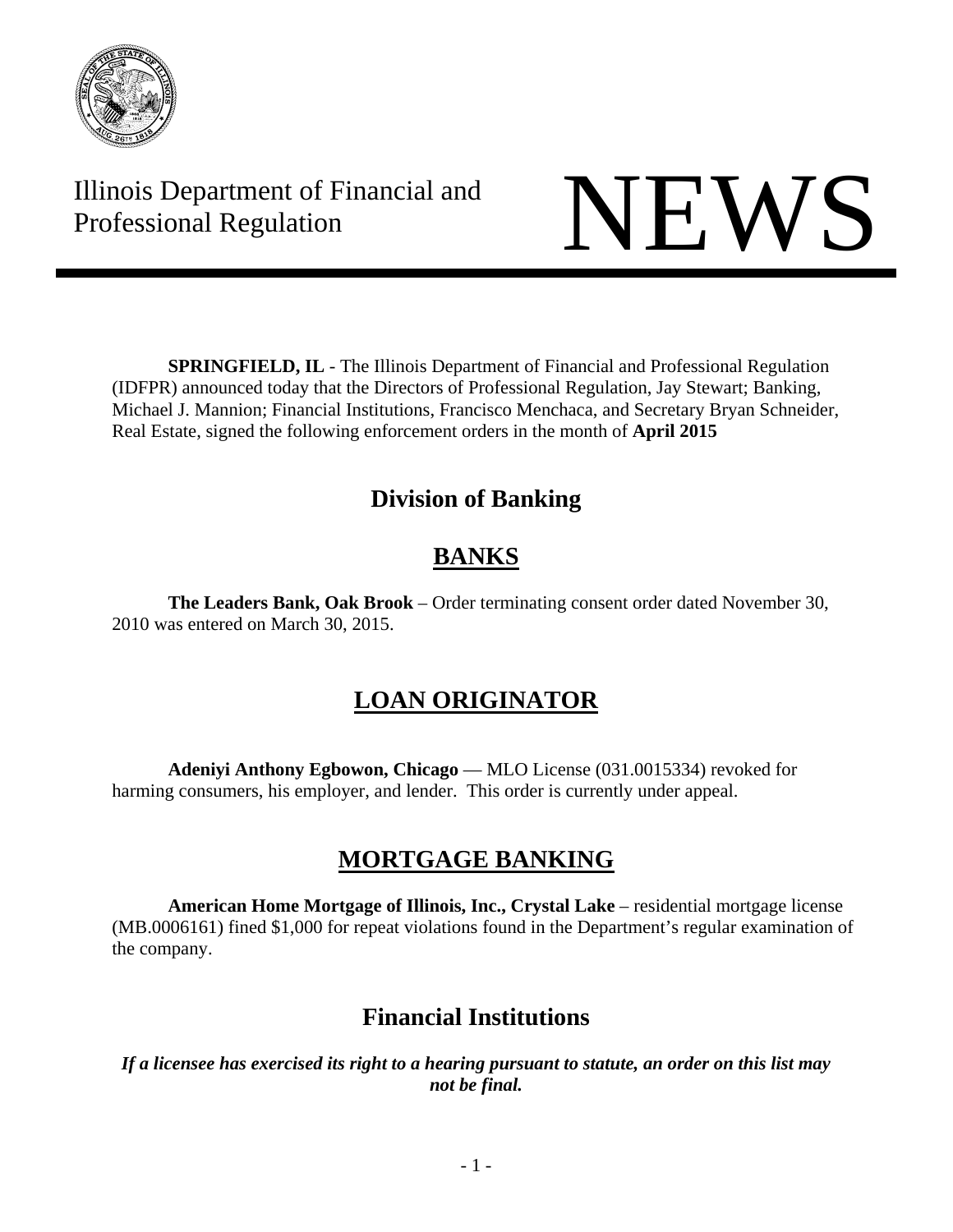Illinois Department of Financial and Professional Regulation

# NEWS

**SPRINGFIELD, IL** - The Illinois Department of Financial and Professional Regulation (IDFPR) announced today that the Directors of Professional Regulation, Jay Stewart; Banking, Michael J. Mannion; Financial Institutions, Francisco Menchaca, and Secretary Bryan Schneider, Real Estate, signed the following enforcement orders in the month of **April 2015**

## Division of Banking

## BANKS

**The Leaders Bank, Oak Brook** – Order terminating consent order dated November 30, 2010 was entered on March 30, 2015.

## LOAN ORIGINATOR

**Adeniyi Anthony Egbowon, Chicago** — MLO License (031.0015334) revoked for harming consumers, his employer, and lender. This order is currently under appeal.

## MORTGAGE BANKING

**American Home Mortgage of Illinois, Inc., Crystal Lake** – residential mortgage license (MB.0006161) fined $1,000 for repeat violations found in the Department's regular examination of the company.

## Financial Institutions

***If a licensee has exercised its right to a hearing pursuant to statute, an order on this list may not be final.***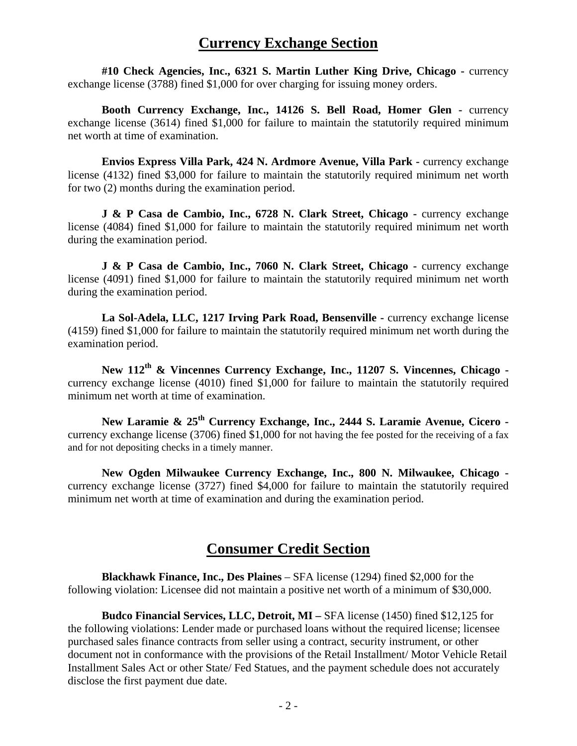## Currency Exchange Section

**#10 Check Agencies, Inc., 6321 S. Martin Luther King Drive, Chicago -** currency exchange license (3788) fined $1,000 for over charging for issuing money orders.

**Booth Currency Exchange, Inc., 14126 S. Bell Road, Homer Glen -** currency exchange license (3614) fined $1,000 for failure to maintain the statutorily required minimum net worth at time of examination.

**Envios Express Villa Park, 424 N. Ardmore Avenue, Villa Park -** currency exchange license (4132) fined $3,000 for failure to maintain the statutorily required minimum net worth for two (2) months during the examination period.

**J & P Casa de Cambio, Inc., 6728 N. Clark Street, Chicago -** currency exchange license (4084) fined $1,000 for failure to maintain the statutorily required minimum net worth during the examination period.

**J & P Casa de Cambio, Inc., 7060 N. Clark Street, Chicago -** currency exchange license (4091) fined $1,000 for failure to maintain the statutorily required minimum net worth during the examination period.

**La Sol-Adela, LLC, 1217 Irving Park Road, Bensenville -** currency exchange license (4159) fined $1,000 for failure to maintain the statutorily required minimum net worth during the examination period.

**New 112th & Vincennes Currency Exchange, Inc., 11207 S. Vincennes, Chicago -** currency exchange license (4010) fined $1,000 for failure to maintain the statutorily required minimum net worth at time of examination.

**New Laramie & 25th Currency Exchange, Inc., 2444 S. Laramie Avenue, Cicero -** currency exchange license (3706) fined $1,000 for not having the fee posted for the receiving of a fax and for not depositing checks in a timely manner.

**New Ogden Milwaukee Currency Exchange, Inc., 800 N. Milwaukee, Chicago -** currency exchange license (3727) fined $4,000 for failure to maintain the statutorily required minimum net worth at time of examination and during the examination period.

## Consumer Credit Section

**Blackhawk Finance, Inc., Des Plaines** – SFA license (1294) fined $2,000 for the following violation: Licensee did not maintain a positive net worth of a minimum of $30,000.

**Budco Financial Services, LLC, Detroit, MI –** SFA license (1450) fined $12,125 for the following violations: Lender made or purchased loans without the required license; licensee purchased sales finance contracts from seller using a contract, security instrument, or other document not in conformance with the provisions of the Retail Installment/ Motor Vehicle Retail Installment Sales Act or other State/ Fed Statues, and the payment schedule does not accurately disclose the first payment due date.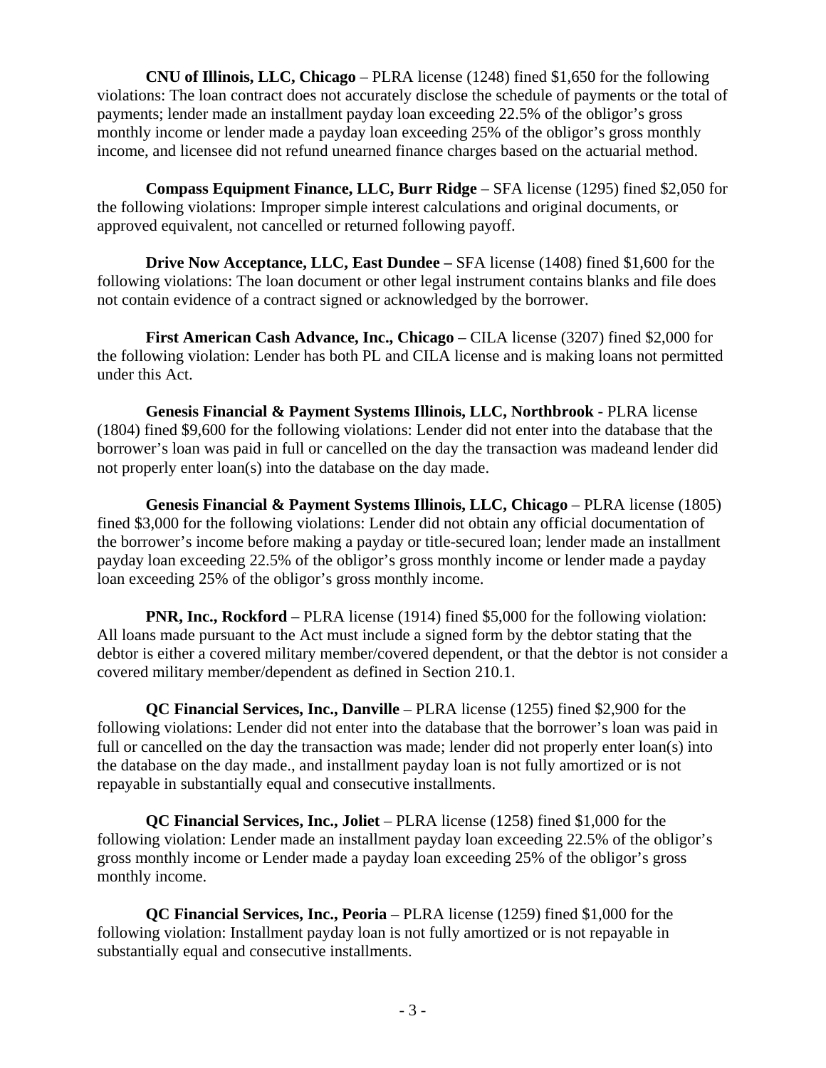**CNU of Illinois, LLC, Chicago** – PLRA license (1248) fined $1,650 for the following violations: The loan contract does not accurately disclose the schedule of payments or the total of payments; lender made an installment payday loan exceeding 22.5% of the obligor's gross monthly income or lender made a payday loan exceeding 25% of the obligor's gross monthly income, and licensee did not refund unearned finance charges based on the actuarial method.

**Compass Equipment Finance, LLC, Burr Ridge** – SFA license (1295) fined $2,050 for the following violations: Improper simple interest calculations and original documents, or approved equivalent, not cancelled or returned following payoff.

**Drive Now Acceptance, LLC, East Dundee –** SFA license (1408) fined $1,600 for the following violations: The loan document or other legal instrument contains blanks and file does not contain evidence of a contract signed or acknowledged by the borrower.

**First American Cash Advance, Inc., Chicago** – CILA license (3207) fined $2,000 for the following violation: Lender has both PL and CILA license and is making loans not permitted under this Act.

**Genesis Financial & Payment Systems Illinois, LLC, Northbrook** - PLRA license (1804) fined $9,600 for the following violations: Lender did not enter into the database that the borrower's loan was paid in full or cancelled on the day the transaction was madeand lender did not properly enter loan(s) into the database on the day made.

**Genesis Financial & Payment Systems Illinois, LLC, Chicago** – PLRA license (1805) fined $3,000 for the following violations: Lender did not obtain any official documentation of the borrower's income before making a payday or title-secured loan; lender made an installment payday loan exceeding 22.5% of the obligor's gross monthly income or lender made a payday loan exceeding 25% of the obligor's gross monthly income.

**PNR, Inc., Rockford** – PLRA license (1914) fined $5,000 for the following violation: All loans made pursuant to the Act must include a signed form by the debtor stating that the debtor is either a covered military member/covered dependent, or that the debtor is not consider a covered military member/dependent as defined in Section 210.1.

**QC Financial Services, Inc., Danville** – PLRA license (1255) fined $2,900 for the following violations: Lender did not enter into the database that the borrower's loan was paid in full or cancelled on the day the transaction was made; lender did not properly enter loan(s) into the database on the day made., and installment payday loan is not fully amortized or is not repayable in substantially equal and consecutive installments.

**QC Financial Services, Inc., Joliet** – PLRA license (1258) fined $1,000 for the following violation: Lender made an installment payday loan exceeding 22.5% of the obligor's gross monthly income or Lender made a payday loan exceeding 25% of the obligor's gross monthly income.

**QC Financial Services, Inc., Peoria** – PLRA license (1259) fined $1,000 for the following violation: Installment payday loan is not fully amortized or is not repayable in substantially equal and consecutive installments.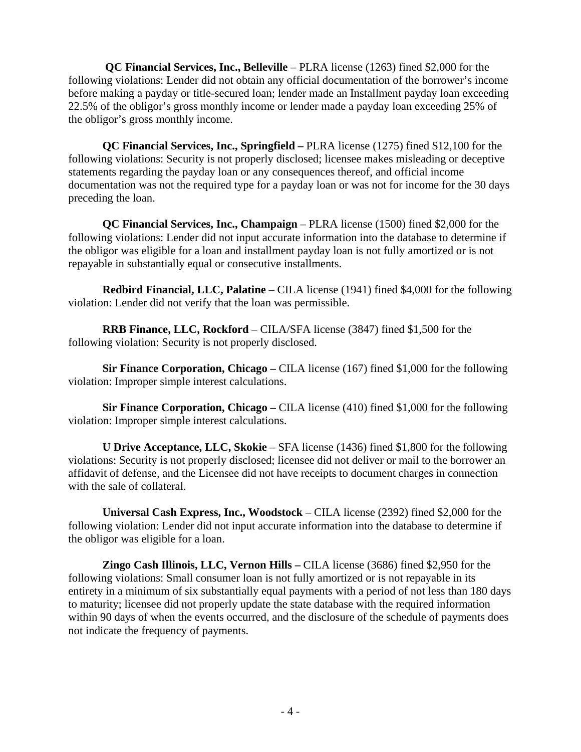**QC Financial Services, Inc., Belleville** – PLRA license (1263) fined $2,000 for the following violations: Lender did not obtain any official documentation of the borrower's income before making a payday or title-secured loan; lender made an Installment payday loan exceeding 22.5% of the obligor's gross monthly income or lender made a payday loan exceeding 25% of the obligor's gross monthly income.

**QC Financial Services, Inc., Springfield –** PLRA license (1275) fined $12,100 for the following violations: Security is not properly disclosed; licensee makes misleading or deceptive statements regarding the payday loan or any consequences thereof, and official income documentation was not the required type for a payday loan or was not for income for the 30 days preceding the loan.

**QC Financial Services, Inc., Champaign** – PLRA license (1500) fined $2,000 for the following violations: Lender did not input accurate information into the database to determine if the obligor was eligible for a loan and installment payday loan is not fully amortized or is not repayable in substantially equal or consecutive installments.

**Redbird Financial, LLC, Palatine** – CILA license (1941) fined $4,000 for the following violation: Lender did not verify that the loan was permissible.

**RRB Finance, LLC, Rockford** – CILA/SFA license (3847) fined $1,500 for the following violation: Security is not properly disclosed.

**Sir Finance Corporation, Chicago –** CILA license (167) fined $1,000 for the following violation: Improper simple interest calculations.

**Sir Finance Corporation, Chicago –** CILA license (410) fined $1,000 for the following violation: Improper simple interest calculations.

**U Drive Acceptance, LLC, Skokie** – SFA license (1436) fined $1,800 for the following violations: Security is not properly disclosed; licensee did not deliver or mail to the borrower an affidavit of defense, and the Licensee did not have receipts to document charges in connection with the sale of collateral.

**Universal Cash Express, Inc., Woodstock** – CILA license (2392) fined $2,000 for the following violation: Lender did not input accurate information into the database to determine if the obligor was eligible for a loan.

**Zingo Cash Illinois, LLC, Vernon Hills –** CILA license (3686) fined $2,950 for the following violations: Small consumer loan is not fully amortized or is not repayable in its entirety in a minimum of six substantially equal payments with a period of not less than 180 days to maturity; licensee did not properly update the state database with the required information within 90 days of when the events occurred, and the disclosure of the schedule of payments does not indicate the frequency of payments.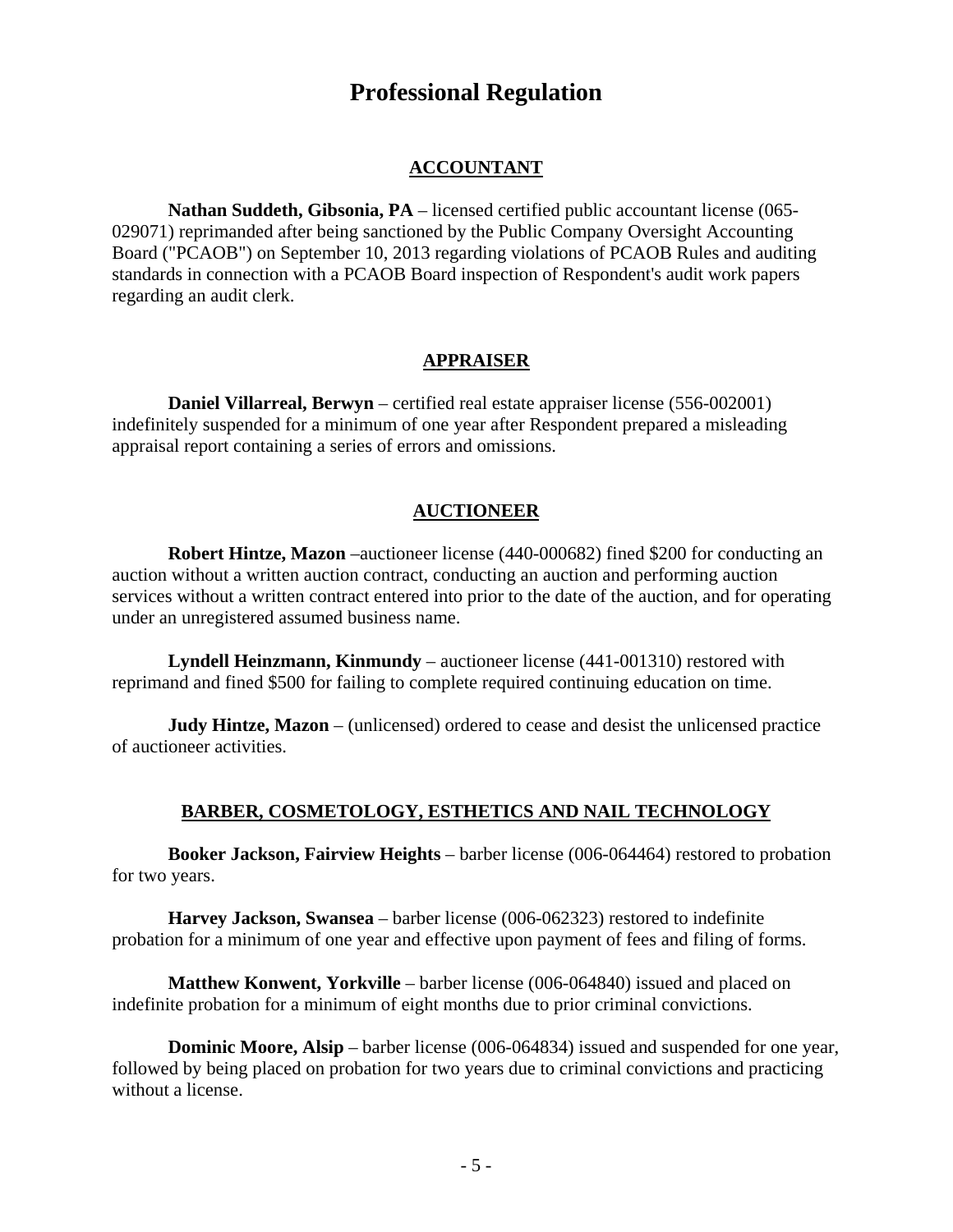# Professional Regulation

## ACCOUNTANT

**Nathan Suddeth, Gibsonia, PA** – licensed certified public accountant license (065-029071) reprimanded after being sanctioned by the Public Company Oversight Accounting Board ("PCAOB") on September 10, 2013 regarding violations of PCAOB Rules and auditing standards in connection with a PCAOB Board inspection of Respondent's audit work papers regarding an audit clerk.

## APPRAISER

**Daniel Villarreal, Berwyn** – certified real estate appraiser license (556-002001) indefinitely suspended for a minimum of one year after Respondent prepared a misleading appraisal report containing a series of errors and omissions.

## AUCTIONEER

**Robert Hintze, Mazon** –auctioneer license (440-000682) fined $200 for conducting an auction without a written auction contract, conducting an auction and performing auction services without a written contract entered into prior to the date of the auction, and for operating under an unregistered assumed business name.

**Lyndell Heinzmann, Kinmundy** – auctioneer license (441-001310) restored with reprimand and fined $500 for failing to complete required continuing education on time.

**Judy Hintze, Mazon** – (unlicensed) ordered to cease and desist the unlicensed practice of auctioneer activities.

## BARBER, COSMETOLOGY, ESTHETICS AND NAIL TECHNOLOGY

**Booker Jackson, Fairview Heights** – barber license (006-064464) restored to probation for two years.

**Harvey Jackson, Swansea** – barber license (006-062323) restored to indefinite probation for a minimum of one year and effective upon payment of fees and filing of forms.

**Matthew Konwent, Yorkville** – barber license (006-064840) issued and placed on indefinite probation for a minimum of eight months due to prior criminal convictions.

**Dominic Moore, Alsip** – barber license (006-064834) issued and suspended for one year, followed by being placed on probation for two years due to criminal convictions and practicing without a license.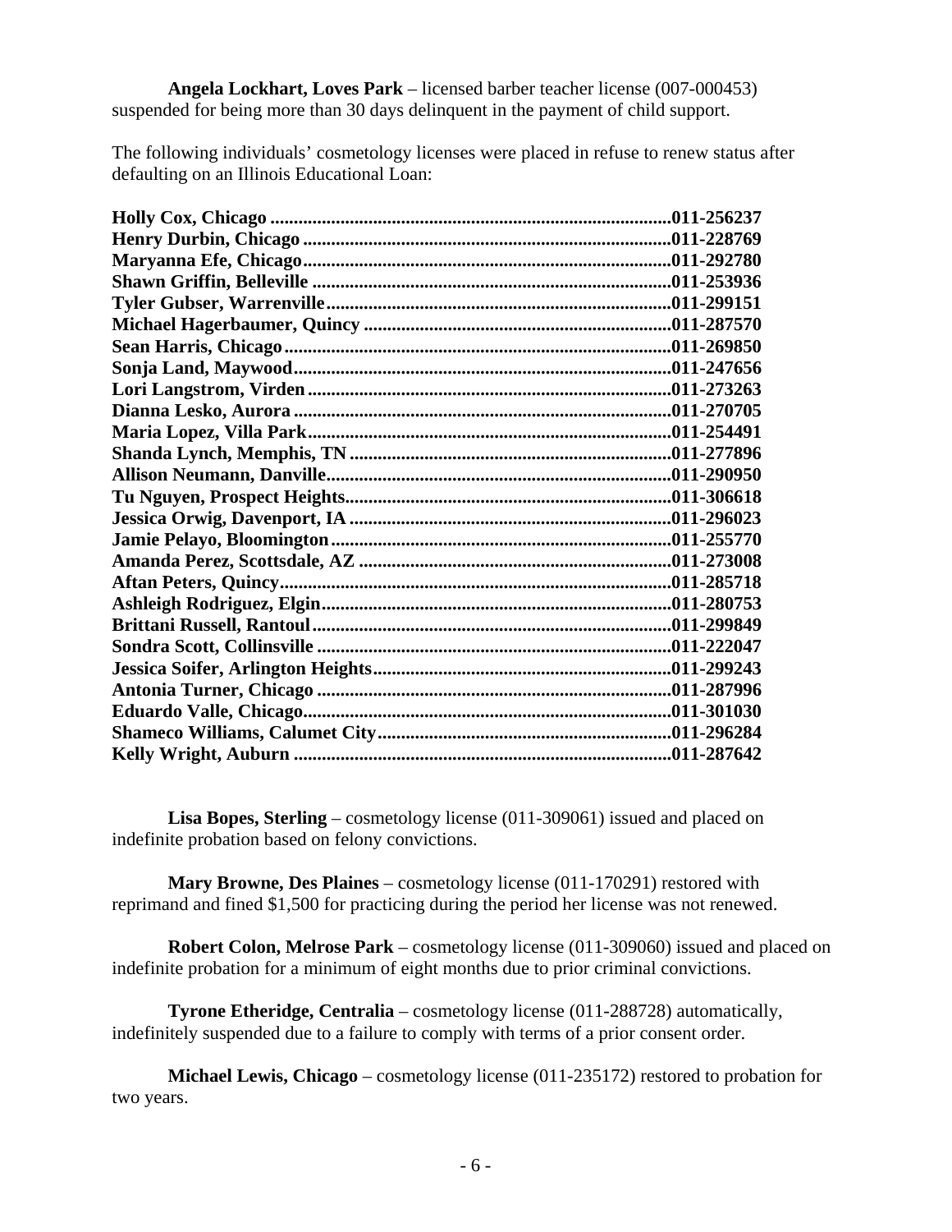**Angela Lockhart, Loves Park** – licensed barber teacher license (007-000453) suspended for being more than 30 days delinquent in the payment of child support.

The following individuals' cosmetology licenses were placed in refuse to renew status after defaulting on an Illinois Educational Loan:

**Holly Cox, Chicago ....................................................................................011-256237**
**Henry Durbin, Chicago ..............................................................................011-228769**
**Maryanna Efe, Chicago..............................................................................011-292780**
**Shawn Griffin, Belleville ...........................................................................011-253936**
**Tyler Gubser, Warrenville.........................................................................011-299151**
**Michael Hagerbaumer, Quincy .................................................................011-287570**
**Sean Harris, Chicago..................................................................................011-269850**
**Sonja Land, Maywood...............................................................................011-247656**
**Lori Langstrom, Virden.............................................................................011-273263**
**Dianna Lesko, Aurora ................................................................................011-270705**
**Maria Lopez, Villa Park.............................................................................011-254491**
**Shanda Lynch, Memphis, TN ....................................................................011-277896**
**Allison Neumann, Danville.........................................................................011-290950**
**Tu Nguyen, Prospect Heights.....................................................................011-306618**
**Jessica Orwig, Davenport, IA ...................................................................011-296023**
**Jamie Pelayo, Bloomington........................................................................011-255770**
**Amanda Perez, Scottsdale, AZ ..................................................................011-273008**
**Aftan Peters, Quincy...................................................................................011-285718**
**Ashleigh Rodriguez, Elgin..........................................................................011-280753**
**Brittani Russell, Rantoul............................................................................011-299849**
**Sondra Scott, Collinsville ...........................................................................011-222047**
**Jessica Soifer, Arlington Heights...............................................................011-299243**
**Antonia Turner, Chicago ...........................................................................011-287996**
**Eduardo Valle, Chicago..............................................................................011-301030**
**Shameco Williams, Calumet City..............................................................011-296284**
**Kelly Wright, Auburn ................................................................................011-287642**

**Lisa Bopes, Sterling** – cosmetology license (011-309061) issued and placed on indefinite probation based on felony convictions.

**Mary Browne, Des Plaines** – cosmetology license (011-170291) restored with reprimand and fined $1,500 for practicing during the period her license was not renewed.

**Robert Colon, Melrose Park** – cosmetology license (011-309060) issued and placed on indefinite probation for a minimum of eight months due to prior criminal convictions.

**Tyrone Etheridge, Centralia** – cosmetology license (011-288728) automatically, indefinitely suspended due to a failure to comply with terms of a prior consent order.

**Michael Lewis, Chicago** – cosmetology license (011-235172) restored to probation for two years.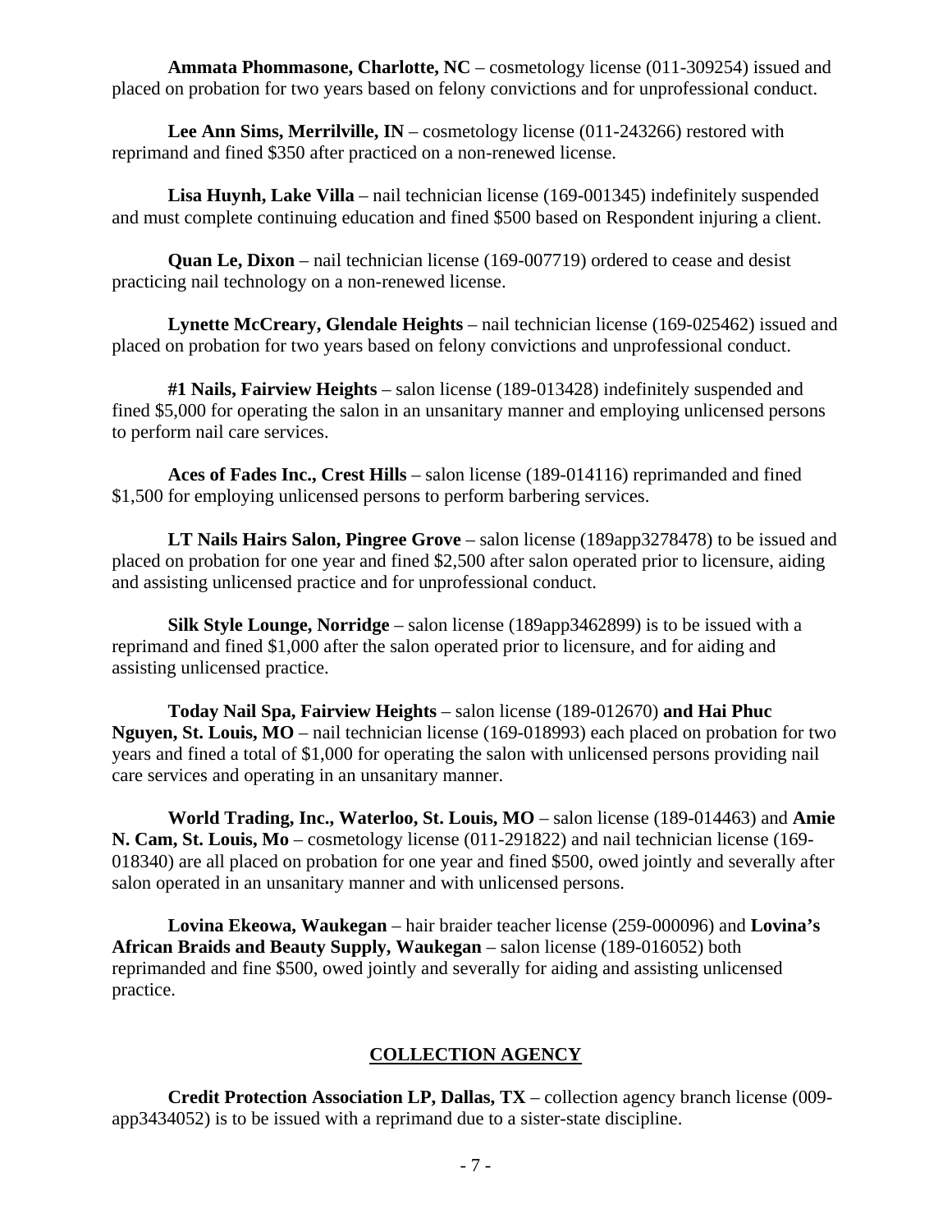**Ammata Phommasone, Charlotte, NC** – cosmetology license (011-309254) issued and placed on probation for two years based on felony convictions and for unprofessional conduct.

**Lee Ann Sims, Merrilville, IN** – cosmetology license (011-243266) restored with reprimand and fined $350 after practiced on a non-renewed license.

**Lisa Huynh, Lake Villa** – nail technician license (169-001345) indefinitely suspended and must complete continuing education and fined $500 based on Respondent injuring a client.

**Quan Le, Dixon** – nail technician license (169-007719) ordered to cease and desist practicing nail technology on a non-renewed license.

**Lynette McCreary, Glendale Heights** – nail technician license (169-025462) issued and placed on probation for two years based on felony convictions and unprofessional conduct.

**#1 Nails, Fairview Heights** – salon license (189-013428) indefinitely suspended and fined $5,000 for operating the salon in an unsanitary manner and employing unlicensed persons to perform nail care services.

**Aces of Fades Inc., Crest Hills** – salon license (189-014116) reprimanded and fined $1,500 for employing unlicensed persons to perform barbering services.

**LT Nails Hairs Salon, Pingree Grove** – salon license (189app3278478) to be issued and placed on probation for one year and fined $2,500 after salon operated prior to licensure, aiding and assisting unlicensed practice and for unprofessional conduct.

**Silk Style Lounge, Norridge** – salon license (189app3462899) is to be issued with a reprimand and fined $1,000 after the salon operated prior to licensure, and for aiding and assisting unlicensed practice.

**Today Nail Spa, Fairview Heights** – salon license (189-012670) **and Hai Phuc Nguyen, St. Louis, MO** – nail technician license (169-018993) each placed on probation for two years and fined a total of $1,000 for operating the salon with unlicensed persons providing nail care services and operating in an unsanitary manner.

**World Trading, Inc., Waterloo, St. Louis, MO** – salon license (189-014463) and **Amie N. Cam, St. Louis, Mo** – cosmetology license (011-291822) and nail technician license (169-018340) are all placed on probation for one year and fined $500, owed jointly and severally after salon operated in an unsanitary manner and with unlicensed persons.

**Lovina Ekeowa, Waukegan** – hair braider teacher license (259-000096) and **Lovina's African Braids and Beauty Supply, Waukegan** – salon license (189-016052) both reprimanded and fine $500, owed jointly and severally for aiding and assisting unlicensed practice.

## COLLECTION AGENCY

**Credit Protection Association LP, Dallas, TX** – collection agency branch license (009-app3434052) is to be issued with a reprimand due to a sister-state discipline.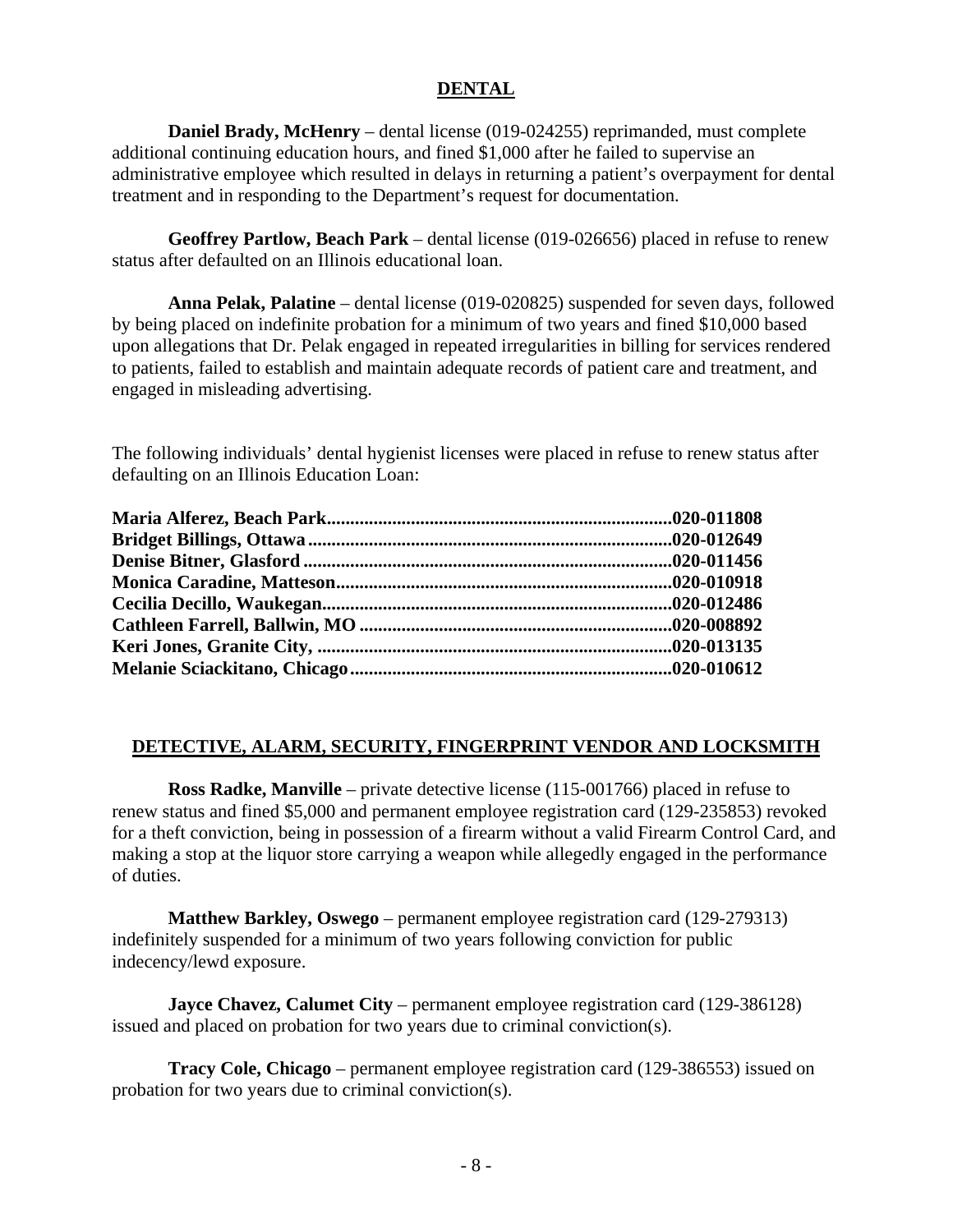## DENTAL

**Daniel Brady, McHenry** – dental license (019-024255) reprimanded, must complete additional continuing education hours, and fined $1,000 after he failed to supervise an administrative employee which resulted in delays in returning a patient's overpayment for dental treatment and in responding to the Department's request for documentation.

**Geoffrey Partlow, Beach Park** – dental license (019-026656) placed in refuse to renew status after defaulted on an Illinois educational loan.

**Anna Pelak, Palatine** – dental license (019-020825) suspended for seven days, followed by being placed on indefinite probation for a minimum of two years and fined $10,000 based upon allegations that Dr. Pelak engaged in repeated irregularities in billing for services rendered to patients, failed to establish and maintain adequate records of patient care and treatment, and engaged in misleading advertising.

The following individuals' dental hygienist licenses were placed in refuse to renew status after defaulting on an Illinois Education Loan:

**Maria Alferez, Beach Park.........................................................................020-011808**
**Bridget Billings, Ottawa.............................................................................020-012649**
**Denise Bitner, Glasford..............................................................................020-011456**
**Monica Caradine, Matteson.......................................................................020-010918**
**Cecilia Decillo, Waukegan.........................................................................020-012486**
**Cathleen Farrell, Ballwin, MO ..................................................................020-008892**
**Keri Jones, Granite City, ...........................................................................020-013135**
**Melanie Sciackitano, Chicago....................................................................020-010612**

## DETECTIVE, ALARM, SECURITY, FINGERPRINT VENDOR AND LOCKSMITH

**Ross Radke, Manville** – private detective license (115-001766) placed in refuse to renew status and fined $5,000 and permanent employee registration card (129-235853) revoked for a theft conviction, being in possession of a firearm without a valid Firearm Control Card, and making a stop at the liquor store carrying a weapon while allegedly engaged in the performance of duties.

**Matthew Barkley, Oswego** – permanent employee registration card (129-279313) indefinitely suspended for a minimum of two years following conviction for public indecency/lewd exposure.

**Jayce Chavez, Calumet City** – permanent employee registration card (129-386128) issued and placed on probation for two years due to criminal conviction(s).

**Tracy Cole, Chicago** – permanent employee registration card (129-386553) issued on probation for two years due to criminal conviction(s).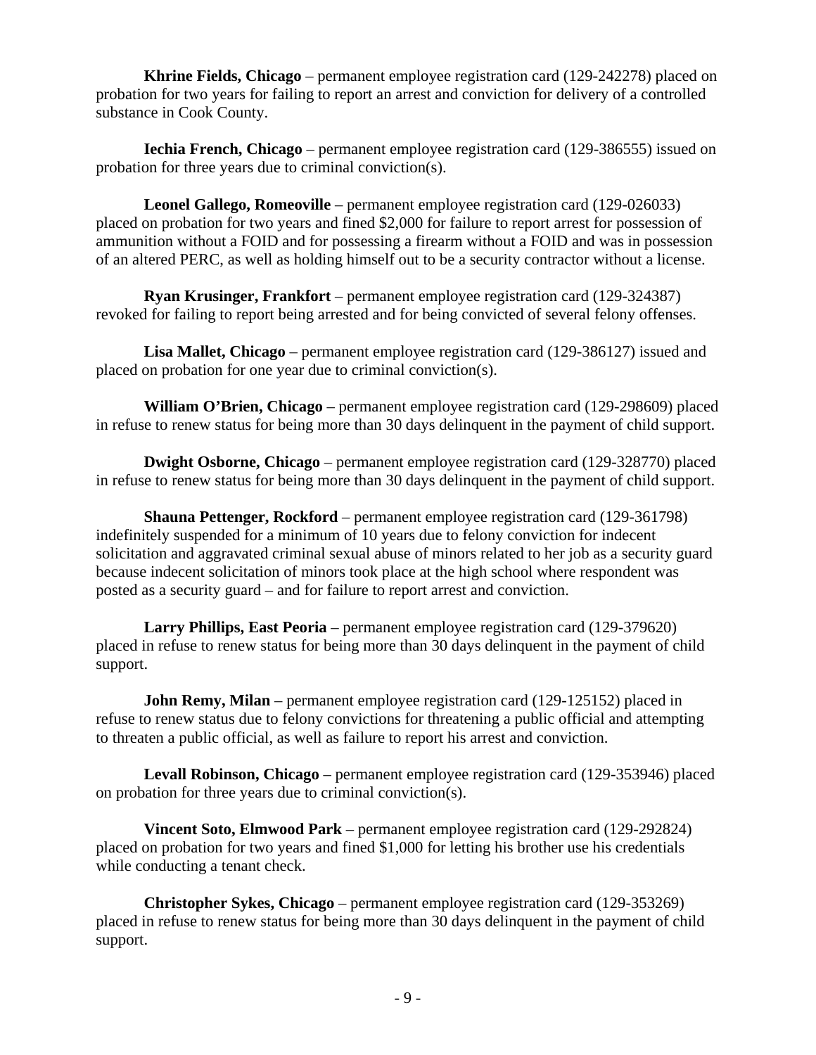**Khrine Fields, Chicago** – permanent employee registration card (129-242278) placed on probation for two years for failing to report an arrest and conviction for delivery of a controlled substance in Cook County.

**Iechia French, Chicago** – permanent employee registration card (129-386555) issued on probation for three years due to criminal conviction(s).

**Leonel Gallego, Romeoville** – permanent employee registration card (129-026033) placed on probation for two years and fined $2,000 for failure to report arrest for possession of ammunition without a FOID and for possessing a firearm without a FOID and was in possession of an altered PERC, as well as holding himself out to be a security contractor without a license.

**Ryan Krusinger, Frankfort** – permanent employee registration card (129-324387) revoked for failing to report being arrested and for being convicted of several felony offenses.

**Lisa Mallet, Chicago** – permanent employee registration card (129-386127) issued and placed on probation for one year due to criminal conviction(s).

**William O'Brien, Chicago** – permanent employee registration card (129-298609) placed in refuse to renew status for being more than 30 days delinquent in the payment of child support.

**Dwight Osborne, Chicago** – permanent employee registration card (129-328770) placed in refuse to renew status for being more than 30 days delinquent in the payment of child support.

**Shauna Pettenger, Rockford** – permanent employee registration card (129-361798) indefinitely suspended for a minimum of 10 years due to felony conviction for indecent solicitation and aggravated criminal sexual abuse of minors related to her job as a security guard because indecent solicitation of minors took place at the high school where respondent was posted as a security guard – and for failure to report arrest and conviction.

**Larry Phillips, East Peoria** – permanent employee registration card (129-379620) placed in refuse to renew status for being more than 30 days delinquent in the payment of child support.

**John Remy, Milan** – permanent employee registration card (129-125152) placed in refuse to renew status due to felony convictions for threatening a public official and attempting to threaten a public official, as well as failure to report his arrest and conviction.

**Levall Robinson, Chicago** – permanent employee registration card (129-353946) placed on probation for three years due to criminal conviction(s).

**Vincent Soto, Elmwood Park** – permanent employee registration card (129-292824) placed on probation for two years and fined $1,000 for letting his brother use his credentials while conducting a tenant check.

**Christopher Sykes, Chicago** – permanent employee registration card (129-353269) placed in refuse to renew status for being more than 30 days delinquent in the payment of child support.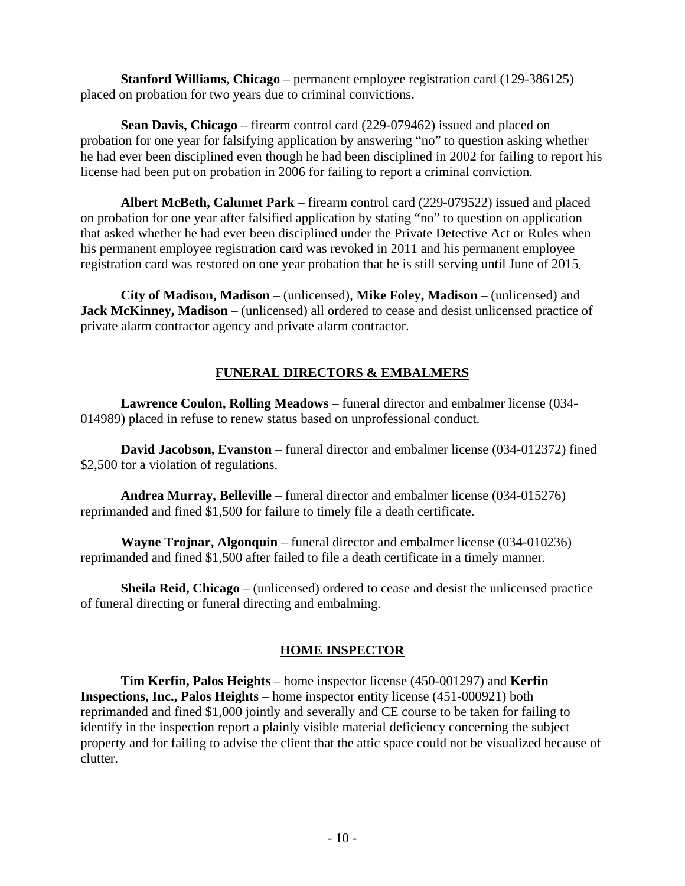**Stanford Williams, Chicago** – permanent employee registration card (129-386125) placed on probation for two years due to criminal convictions.

**Sean Davis, Chicago** – firearm control card (229-079462) issued and placed on probation for one year for falsifying application by answering "no" to question asking whether he had ever been disciplined even though he had been disciplined in 2002 for failing to report his license had been put on probation in 2006 for failing to report a criminal conviction.

**Albert McBeth, Calumet Park** – firearm control card (229-079522) issued and placed on probation for one year after falsified application by stating "no" to question on application that asked whether he had ever been disciplined under the Private Detective Act or Rules when his permanent employee registration card was revoked in 2011 and his permanent employee registration card was restored on one year probation that he is still serving until June of 2015.

**City of Madison, Madison** – (unlicensed), **Mike Foley, Madison** – (unlicensed) and **Jack McKinney, Madison** – (unlicensed) all ordered to cease and desist unlicensed practice of private alarm contractor agency and private alarm contractor.

## FUNERAL DIRECTORS & EMBALMERS

**Lawrence Coulon, Rolling Meadows** – funeral director and embalmer license (034-014989) placed in refuse to renew status based on unprofessional conduct.

**David Jacobson, Evanston** – funeral director and embalmer license (034-012372) fined $2,500 for a violation of regulations.

**Andrea Murray, Belleville** – funeral director and embalmer license (034-015276) reprimanded and fined $1,500 for failure to timely file a death certificate.

**Wayne Trojnar, Algonquin** – funeral director and embalmer license (034-010236) reprimanded and fined $1,500 after failed to file a death certificate in a timely manner.

**Sheila Reid, Chicago** – (unlicensed) ordered to cease and desist the unlicensed practice of funeral directing or funeral directing and embalming.

## HOME INSPECTOR

**Tim Kerfin, Palos Heights** – home inspector license (450-001297) and **Kerfin Inspections, Inc., Palos Heights** – home inspector entity license (451-000921) both reprimanded and fined $1,000 jointly and severally and CE course to be taken for failing to identify in the inspection report a plainly visible material deficiency concerning the subject property and for failing to advise the client that the attic space could not be visualized because of clutter.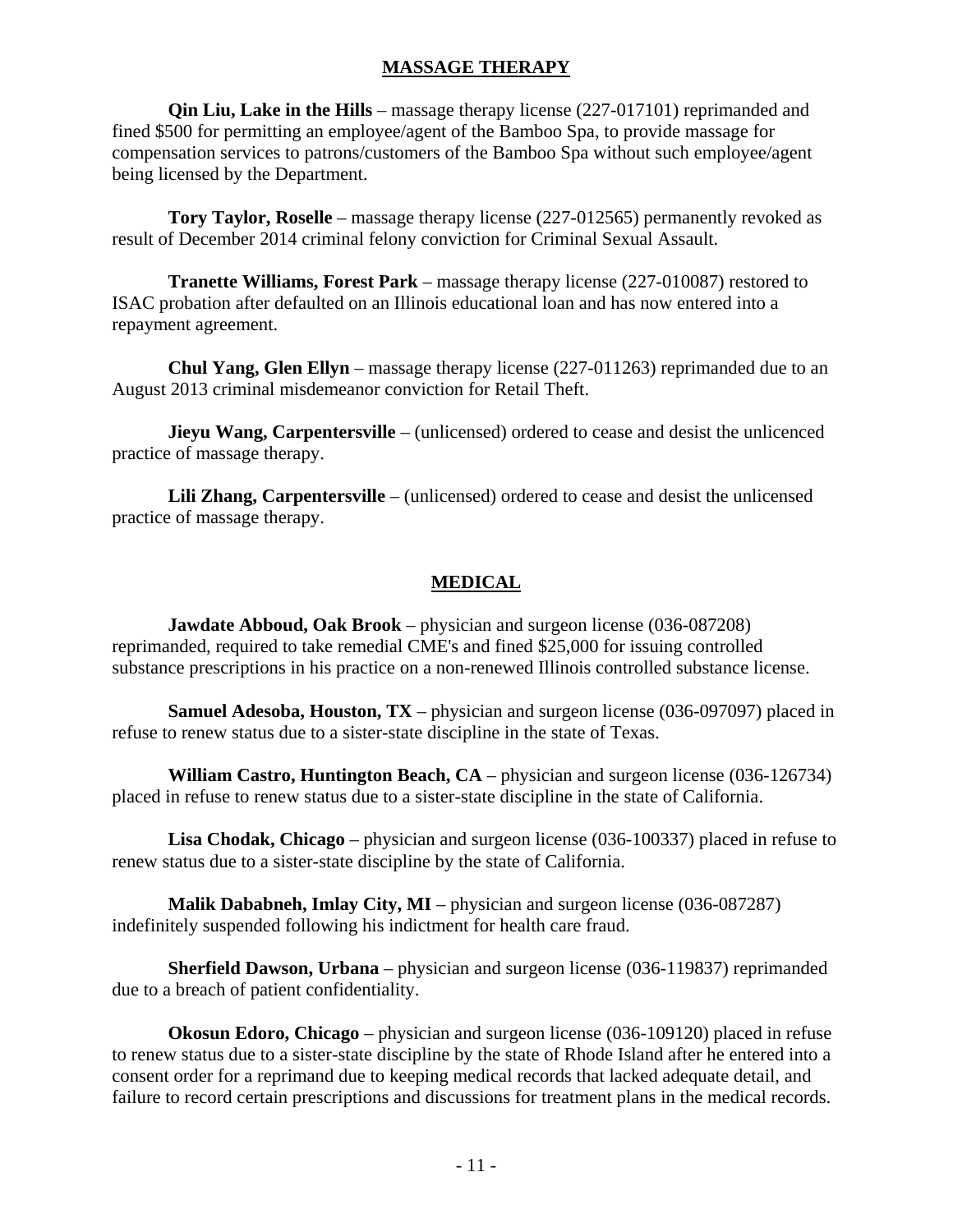## MASSAGE THERAPY

**Qin Liu, Lake in the Hills** – massage therapy license (227-017101) reprimanded and fined $500 for permitting an employee/agent of the Bamboo Spa, to provide massage for compensation services to patrons/customers of the Bamboo Spa without such employee/agent being licensed by the Department.

**Tory Taylor, Roselle** – massage therapy license (227-012565) permanently revoked as result of December 2014 criminal felony conviction for Criminal Sexual Assault.

**Tranette Williams, Forest Park** – massage therapy license (227-010087) restored to ISAC probation after defaulted on an Illinois educational loan and has now entered into a repayment agreement.

**Chul Yang, Glen Ellyn** – massage therapy license (227-011263) reprimanded due to an August 2013 criminal misdemeanor conviction for Retail Theft.

**Jieyu Wang, Carpentersville** – (unlicensed) ordered to cease and desist the unlicenced practice of massage therapy.

**Lili Zhang, Carpentersville** – (unlicensed) ordered to cease and desist the unlicensed practice of massage therapy.

## MEDICAL

**Jawdate Abboud, Oak Brook** – physician and surgeon license (036-087208) reprimanded, required to take remedial CME's and fined $25,000 for issuing controlled substance prescriptions in his practice on a non-renewed Illinois controlled substance license.

**Samuel Adesoba, Houston, TX** – physician and surgeon license (036-097097) placed in refuse to renew status due to a sister-state discipline in the state of Texas.

**William Castro, Huntington Beach, CA** – physician and surgeon license (036-126734) placed in refuse to renew status due to a sister-state discipline in the state of California.

**Lisa Chodak, Chicago** – physician and surgeon license (036-100337) placed in refuse to renew status due to a sister-state discipline by the state of California.

**Malik Dababneh, Imlay City, MI** – physician and surgeon license (036-087287) indefinitely suspended following his indictment for health care fraud.

**Sherfield Dawson, Urbana** – physician and surgeon license (036-119837) reprimanded due to a breach of patient confidentiality.

**Okosun Edoro, Chicago** – physician and surgeon license (036-109120) placed in refuse to renew status due to a sister-state discipline by the state of Rhode Island after he entered into a consent order for a reprimand due to keeping medical records that lacked adequate detail, and failure to record certain prescriptions and discussions for treatment plans in the medical records.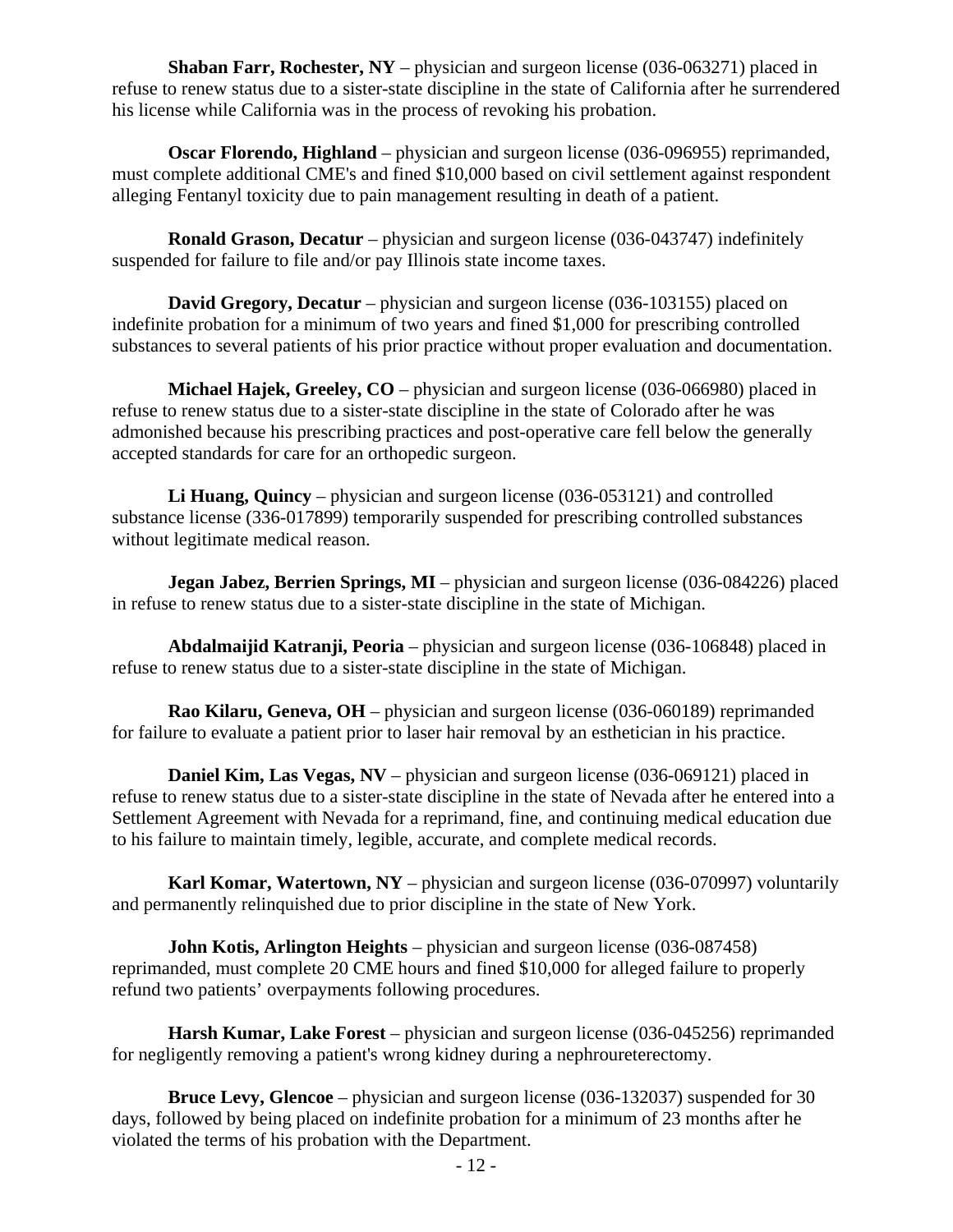**Shaban Farr, Rochester, NY** – physician and surgeon license (036-063271) placed in refuse to renew status due to a sister-state discipline in the state of California after he surrendered his license while California was in the process of revoking his probation.

**Oscar Florendo, Highland** – physician and surgeon license (036-096955) reprimanded, must complete additional CME's and fined $10,000 based on civil settlement against respondent alleging Fentanyl toxicity due to pain management resulting in death of a patient.

**Ronald Grason, Decatur** – physician and surgeon license (036-043747) indefinitely suspended for failure to file and/or pay Illinois state income taxes.

**David Gregory, Decatur** – physician and surgeon license (036-103155) placed on indefinite probation for a minimum of two years and fined $1,000 for prescribing controlled substances to several patients of his prior practice without proper evaluation and documentation.

**Michael Hajek, Greeley, CO** – physician and surgeon license (036-066980) placed in refuse to renew status due to a sister-state discipline in the state of Colorado after he was admonished because his prescribing practices and post-operative care fell below the generally accepted standards for care for an orthopedic surgeon.

**Li Huang, Quincy** – physician and surgeon license (036-053121) and controlled substance license (336-017899) temporarily suspended for prescribing controlled substances without legitimate medical reason.

**Jegan Jabez, Berrien Springs, MI** – physician and surgeon license (036-084226) placed in refuse to renew status due to a sister-state discipline in the state of Michigan.

**Abdalmaijid Katranji, Peoria** – physician and surgeon license (036-106848) placed in refuse to renew status due to a sister-state discipline in the state of Michigan.

**Rao Kilaru, Geneva, OH** – physician and surgeon license (036-060189) reprimanded for failure to evaluate a patient prior to laser hair removal by an esthetician in his practice.

**Daniel Kim, Las Vegas, NV** – physician and surgeon license (036-069121) placed in refuse to renew status due to a sister-state discipline in the state of Nevada after he entered into a Settlement Agreement with Nevada for a reprimand, fine, and continuing medical education due to his failure to maintain timely, legible, accurate, and complete medical records.

**Karl Komar, Watertown, NY** – physician and surgeon license (036-070997) voluntarily and permanently relinquished due to prior discipline in the state of New York.

**John Kotis, Arlington Heights** – physician and surgeon license (036-087458) reprimanded, must complete 20 CME hours and fined $10,000 for alleged failure to properly refund two patients' overpayments following procedures.

**Harsh Kumar, Lake Forest** – physician and surgeon license (036-045256) reprimanded for negligently removing a patient's wrong kidney during a nephroureterectomy.

**Bruce Levy, Glencoe** – physician and surgeon license (036-132037) suspended for 30 days, followed by being placed on indefinite probation for a minimum of 23 months after he violated the terms of his probation with the Department.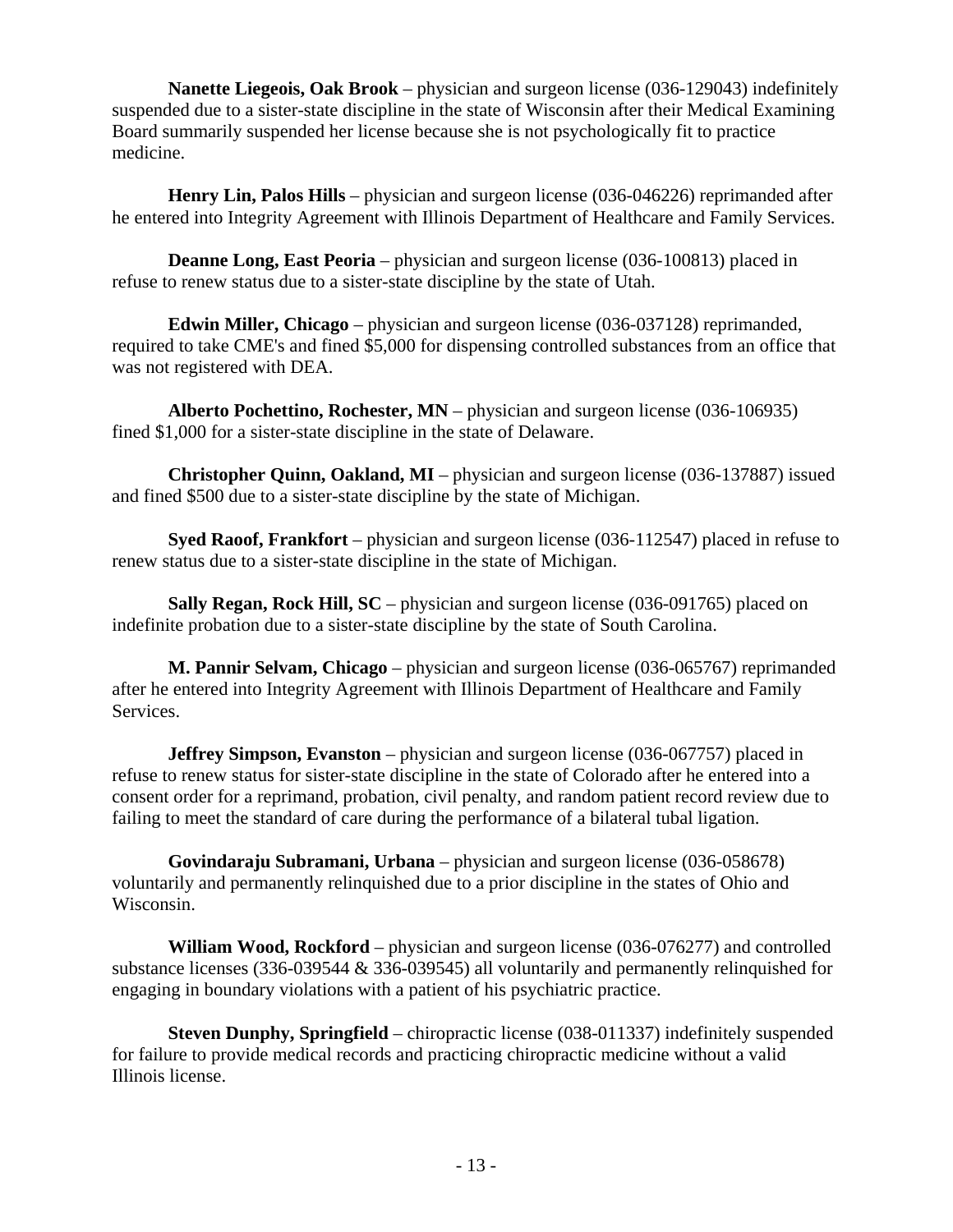**Nanette Liegeois, Oak Brook** – physician and surgeon license (036-129043) indefinitely suspended due to a sister-state discipline in the state of Wisconsin after their Medical Examining Board summarily suspended her license because she is not psychologically fit to practice medicine.

**Henry Lin, Palos Hills** – physician and surgeon license (036-046226) reprimanded after he entered into Integrity Agreement with Illinois Department of Healthcare and Family Services.

**Deanne Long, East Peoria** – physician and surgeon license (036-100813) placed in refuse to renew status due to a sister-state discipline by the state of Utah.

**Edwin Miller, Chicago** – physician and surgeon license (036-037128) reprimanded, required to take CME's and fined $5,000 for dispensing controlled substances from an office that was not registered with DEA.

**Alberto Pochettino, Rochester, MN** – physician and surgeon license (036-106935) fined $1,000 for a sister-state discipline in the state of Delaware.

**Christopher Quinn, Oakland, MI** – physician and surgeon license (036-137887) issued and fined $500 due to a sister-state discipline by the state of Michigan.

**Syed Raoof, Frankfort** – physician and surgeon license (036-112547) placed in refuse to renew status due to a sister-state discipline in the state of Michigan.

**Sally Regan, Rock Hill, SC** – physician and surgeon license (036-091765) placed on indefinite probation due to a sister-state discipline by the state of South Carolina.

**M. Pannir Selvam, Chicago** – physician and surgeon license (036-065767) reprimanded after he entered into Integrity Agreement with Illinois Department of Healthcare and Family Services.

**Jeffrey Simpson, Evanston** – physician and surgeon license (036-067757) placed in refuse to renew status for sister-state discipline in the state of Colorado after he entered into a consent order for a reprimand, probation, civil penalty, and random patient record review due to failing to meet the standard of care during the performance of a bilateral tubal ligation.

**Govindaraju Subramani, Urbana** – physician and surgeon license (036-058678) voluntarily and permanently relinquished due to a prior discipline in the states of Ohio and Wisconsin.

**William Wood, Rockford** – physician and surgeon license (036-076277) and controlled substance licenses (336-039544 & 336-039545) all voluntarily and permanently relinquished for engaging in boundary violations with a patient of his psychiatric practice.

**Steven Dunphy, Springfield** – chiropractic license (038-011337) indefinitely suspended for failure to provide medical records and practicing chiropractic medicine without a valid Illinois license.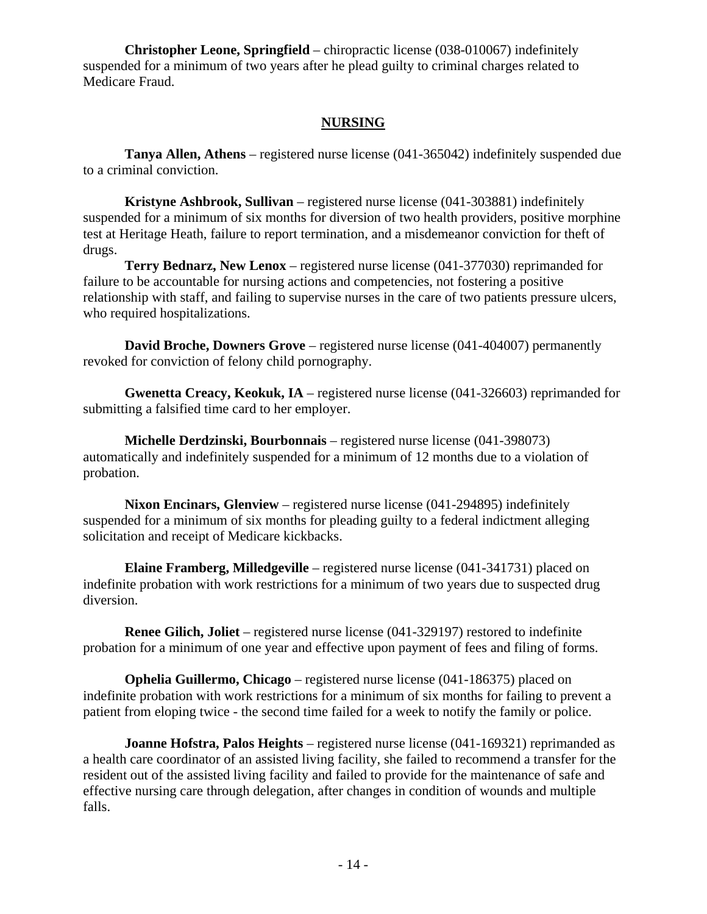**Christopher Leone, Springfield** – chiropractic license (038-010067) indefinitely suspended for a minimum of two years after he plead guilty to criminal charges related to Medicare Fraud.

## NURSING

**Tanya Allen, Athens** – registered nurse license (041-365042) indefinitely suspended due to a criminal conviction.

**Kristyne Ashbrook, Sullivan** – registered nurse license (041-303881) indefinitely suspended for a minimum of six months for diversion of two health providers, positive morphine test at Heritage Heath, failure to report termination, and a misdemeanor conviction for theft of drugs.

**Terry Bednarz, New Lenox** – registered nurse license (041-377030) reprimanded for failure to be accountable for nursing actions and competencies, not fostering a positive relationship with staff, and failing to supervise nurses in the care of two patients pressure ulcers, who required hospitalizations.

**David Broche, Downers Grove** – registered nurse license (041-404007) permanently revoked for conviction of felony child pornography.

**Gwenetta Creacy, Keokuk, IA** – registered nurse license (041-326603) reprimanded for submitting a falsified time card to her employer.

**Michelle Derdzinski, Bourbonnais** – registered nurse license (041-398073) automatically and indefinitely suspended for a minimum of 12 months due to a violation of probation.

**Nixon Encinars, Glenview** – registered nurse license (041-294895) indefinitely suspended for a minimum of six months for pleading guilty to a federal indictment alleging solicitation and receipt of Medicare kickbacks.

**Elaine Framberg, Milledgeville** – registered nurse license (041-341731) placed on indefinite probation with work restrictions for a minimum of two years due to suspected drug diversion.

**Renee Gilich, Joliet** – registered nurse license (041-329197) restored to indefinite probation for a minimum of one year and effective upon payment of fees and filing of forms.

**Ophelia Guillermo, Chicago** – registered nurse license (041-186375) placed on indefinite probation with work restrictions for a minimum of six months for failing to prevent a patient from eloping twice - the second time failed for a week to notify the family or police.

**Joanne Hofstra, Palos Heights** – registered nurse license (041-169321) reprimanded as a health care coordinator of an assisted living facility, she failed to recommend a transfer for the resident out of the assisted living facility and failed to provide for the maintenance of safe and effective nursing care through delegation, after changes in condition of wounds and multiple falls.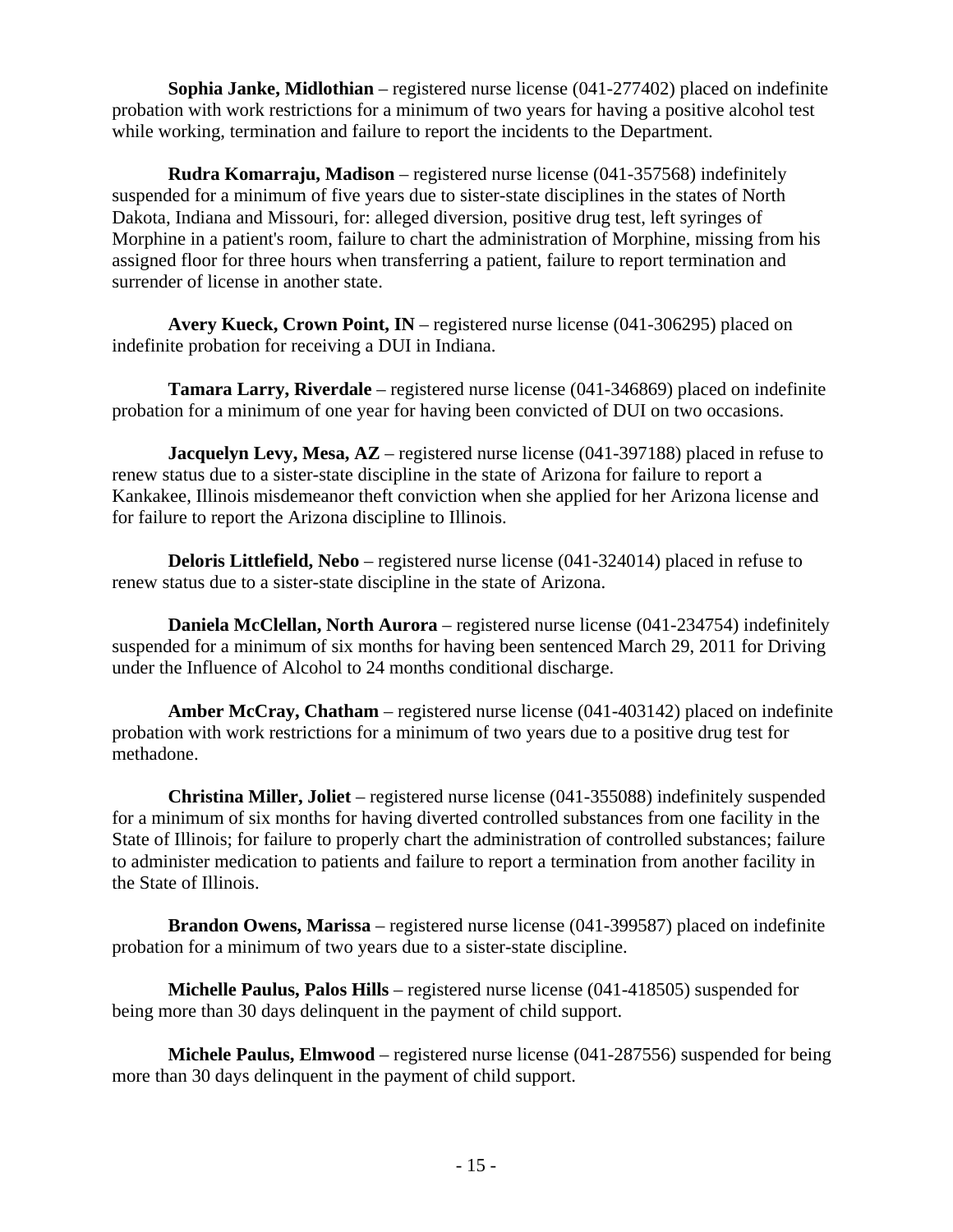**Sophia Janke, Midlothian** – registered nurse license (041-277402) placed on indefinite probation with work restrictions for a minimum of two years for having a positive alcohol test while working, termination and failure to report the incidents to the Department.

**Rudra Komarraju, Madison** – registered nurse license (041-357568) indefinitely suspended for a minimum of five years due to sister-state disciplines in the states of North Dakota, Indiana and Missouri, for: alleged diversion, positive drug test, left syringes of Morphine in a patient's room, failure to chart the administration of Morphine, missing from his assigned floor for three hours when transferring a patient, failure to report termination and surrender of license in another state.

**Avery Kueck, Crown Point, IN** – registered nurse license (041-306295) placed on indefinite probation for receiving a DUI in Indiana.

**Tamara Larry, Riverdale** – registered nurse license (041-346869) placed on indefinite probation for a minimum of one year for having been convicted of DUI on two occasions.

**Jacquelyn Levy, Mesa, AZ** – registered nurse license (041-397188) placed in refuse to renew status due to a sister-state discipline in the state of Arizona for failure to report a Kankakee, Illinois misdemeanor theft conviction when she applied for her Arizona license and for failure to report the Arizona discipline to Illinois.

**Deloris Littlefield, Nebo** – registered nurse license (041-324014) placed in refuse to renew status due to a sister-state discipline in the state of Arizona.

**Daniela McClellan, North Aurora** – registered nurse license (041-234754) indefinitely suspended for a minimum of six months for having been sentenced March 29, 2011 for Driving under the Influence of Alcohol to 24 months conditional discharge.

**Amber McCray, Chatham** – registered nurse license (041-403142) placed on indefinite probation with work restrictions for a minimum of two years due to a positive drug test for methadone.

**Christina Miller, Joliet** – registered nurse license (041-355088) indefinitely suspended for a minimum of six months for having diverted controlled substances from one facility in the State of Illinois; for failure to properly chart the administration of controlled substances; failure to administer medication to patients and failure to report a termination from another facility in the State of Illinois.

**Brandon Owens, Marissa** – registered nurse license (041-399587) placed on indefinite probation for a minimum of two years due to a sister-state discipline.

**Michelle Paulus, Palos Hills** – registered nurse license (041-418505) suspended for being more than 30 days delinquent in the payment of child support.

**Michele Paulus, Elmwood** – registered nurse license (041-287556) suspended for being more than 30 days delinquent in the payment of child support.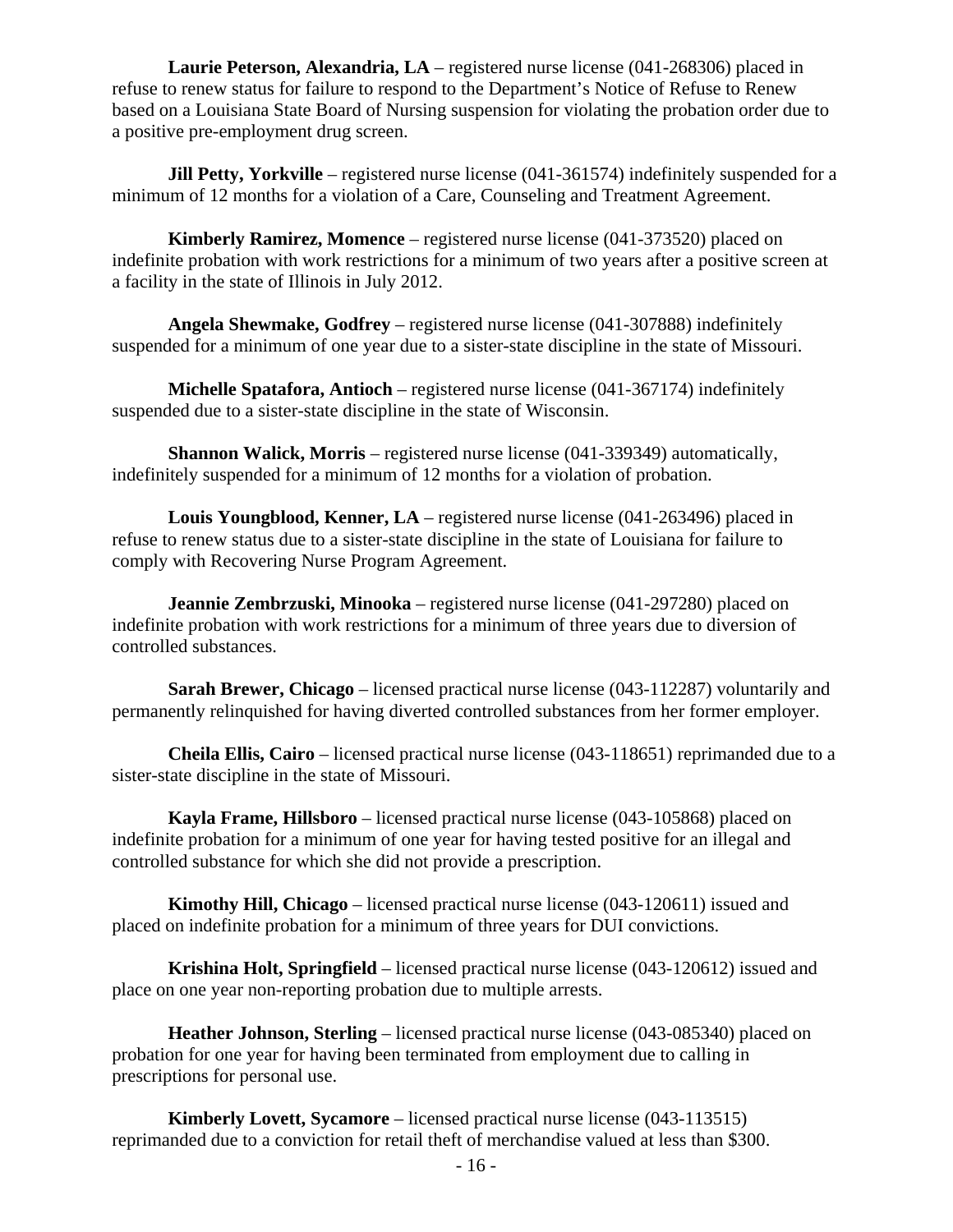**Laurie Peterson, Alexandria, LA** – registered nurse license (041-268306) placed in refuse to renew status for failure to respond to the Department's Notice of Refuse to Renew based on a Louisiana State Board of Nursing suspension for violating the probation order due to a positive pre-employment drug screen.

**Jill Petty, Yorkville** – registered nurse license (041-361574) indefinitely suspended for a minimum of 12 months for a violation of a Care, Counseling and Treatment Agreement.

**Kimberly Ramirez, Momence** – registered nurse license (041-373520) placed on indefinite probation with work restrictions for a minimum of two years after a positive screen at a facility in the state of Illinois in July 2012.

**Angela Shewmake, Godfrey** – registered nurse license (041-307888) indefinitely suspended for a minimum of one year due to a sister-state discipline in the state of Missouri.

**Michelle Spatafora, Antioch** – registered nurse license (041-367174) indefinitely suspended due to a sister-state discipline in the state of Wisconsin.

**Shannon Walick, Morris** – registered nurse license (041-339349) automatically, indefinitely suspended for a minimum of 12 months for a violation of probation.

**Louis Youngblood, Kenner, LA** – registered nurse license (041-263496) placed in refuse to renew status due to a sister-state discipline in the state of Louisiana for failure to comply with Recovering Nurse Program Agreement.

**Jeannie Zembrzuski, Minooka** – registered nurse license (041-297280) placed on indefinite probation with work restrictions for a minimum of three years due to diversion of controlled substances.

**Sarah Brewer, Chicago** – licensed practical nurse license (043-112287) voluntarily and permanently relinquished for having diverted controlled substances from her former employer.

**Cheila Ellis, Cairo** – licensed practical nurse license (043-118651) reprimanded due to a sister-state discipline in the state of Missouri.

**Kayla Frame, Hillsboro** – licensed practical nurse license (043-105868) placed on indefinite probation for a minimum of one year for having tested positive for an illegal and controlled substance for which she did not provide a prescription.

**Kimothy Hill, Chicago** – licensed practical nurse license (043-120611) issued and placed on indefinite probation for a minimum of three years for DUI convictions.

**Krishina Holt, Springfield** – licensed practical nurse license (043-120612) issued and place on one year non-reporting probation due to multiple arrests.

**Heather Johnson, Sterling** – licensed practical nurse license (043-085340) placed on probation for one year for having been terminated from employment due to calling in prescriptions for personal use.

**Kimberly Lovett, Sycamore** – licensed practical nurse license (043-113515) reprimanded due to a conviction for retail theft of merchandise valued at less than $300.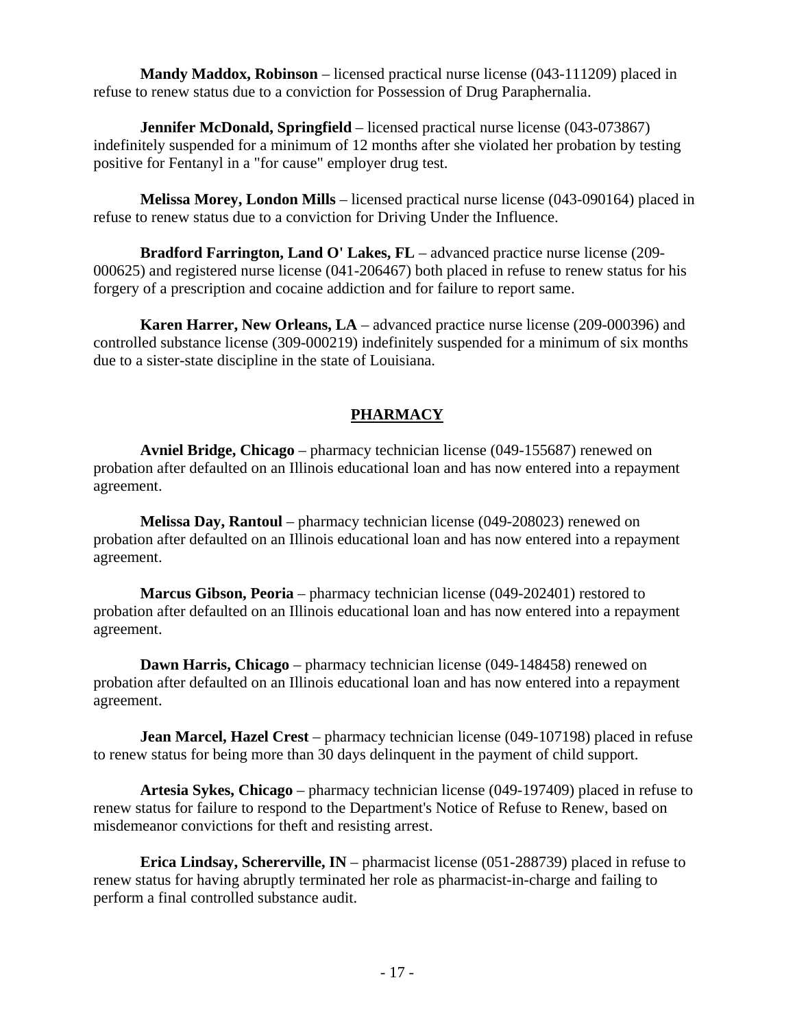**Mandy Maddox, Robinson** – licensed practical nurse license (043-111209) placed in refuse to renew status due to a conviction for Possession of Drug Paraphernalia.

**Jennifer McDonald, Springfield** – licensed practical nurse license (043-073867) indefinitely suspended for a minimum of 12 months after she violated her probation by testing positive for Fentanyl in a "for cause" employer drug test.

**Melissa Morey, London Mills** – licensed practical nurse license (043-090164) placed in refuse to renew status due to a conviction for Driving Under the Influence.

**Bradford Farrington, Land O' Lakes, FL** – advanced practice nurse license (209-000625) and registered nurse license (041-206467) both placed in refuse to renew status for his forgery of a prescription and cocaine addiction and for failure to report same.

**Karen Harrer, New Orleans, LA** – advanced practice nurse license (209-000396) and controlled substance license (309-000219) indefinitely suspended for a minimum of six months due to a sister-state discipline in the state of Louisiana.

## PHARMACY

**Avniel Bridge, Chicago** – pharmacy technician license (049-155687) renewed on probation after defaulted on an Illinois educational loan and has now entered into a repayment agreement.

**Melissa Day, Rantoul** – pharmacy technician license (049-208023) renewed on probation after defaulted on an Illinois educational loan and has now entered into a repayment agreement.

**Marcus Gibson, Peoria** – pharmacy technician license (049-202401) restored to probation after defaulted on an Illinois educational loan and has now entered into a repayment agreement.

**Dawn Harris, Chicago** – pharmacy technician license (049-148458) renewed on probation after defaulted on an Illinois educational loan and has now entered into a repayment agreement.

**Jean Marcel, Hazel Crest** – pharmacy technician license (049-107198) placed in refuse to renew status for being more than 30 days delinquent in the payment of child support.

**Artesia Sykes, Chicago** – pharmacy technician license (049-197409) placed in refuse to renew status for failure to respond to the Department's Notice of Refuse to Renew, based on misdemeanor convictions for theft and resisting arrest.

**Erica Lindsay, Schererville, IN** – pharmacist license (051-288739) placed in refuse to renew status for having abruptly terminated her role as pharmacist-in-charge and failing to perform a final controlled substance audit.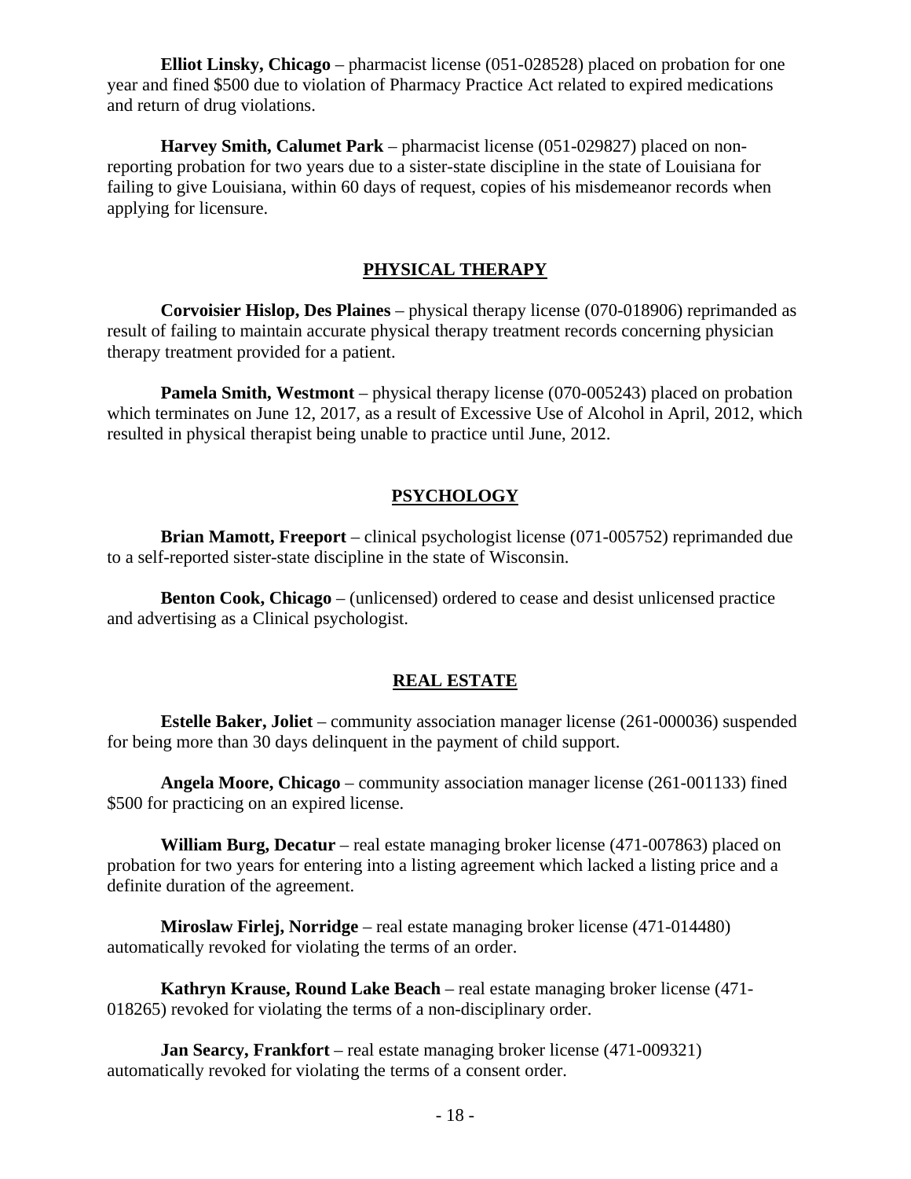**Elliot Linsky, Chicago** – pharmacist license (051-028528) placed on probation for one year and fined $500 due to violation of Pharmacy Practice Act related to expired medications and return of drug violations.

**Harvey Smith, Calumet Park** – pharmacist license (051-029827) placed on non-reporting probation for two years due to a sister-state discipline in the state of Louisiana for failing to give Louisiana, within 60 days of request, copies of his misdemeanor records when applying for licensure.

## PHYSICAL THERAPY

**Corvoisier Hislop, Des Plaines** – physical therapy license (070-018906) reprimanded as result of failing to maintain accurate physical therapy treatment records concerning physician therapy treatment provided for a patient.

**Pamela Smith, Westmont** – physical therapy license (070-005243) placed on probation which terminates on June 12, 2017, as a result of Excessive Use of Alcohol in April, 2012, which resulted in physical therapist being unable to practice until June, 2012.

## PSYCHOLOGY

**Brian Mamott, Freeport** – clinical psychologist license (071-005752) reprimanded due to a self-reported sister-state discipline in the state of Wisconsin.

**Benton Cook, Chicago** – (unlicensed) ordered to cease and desist unlicensed practice and advertising as a Clinical psychologist.

## REAL ESTATE

**Estelle Baker, Joliet** – community association manager license (261-000036) suspended for being more than 30 days delinquent in the payment of child support.

**Angela Moore, Chicago** – community association manager license (261-001133) fined $500 for practicing on an expired license.

**William Burg, Decatur** – real estate managing broker license (471-007863) placed on probation for two years for entering into a listing agreement which lacked a listing price and a definite duration of the agreement.

**Miroslaw Firlej, Norridge** – real estate managing broker license (471-014480) automatically revoked for violating the terms of an order.

**Kathryn Krause, Round Lake Beach** – real estate managing broker license (471-018265) revoked for violating the terms of a non-disciplinary order.

**Jan Searcy, Frankfort** – real estate managing broker license (471-009321) automatically revoked for violating the terms of a consent order.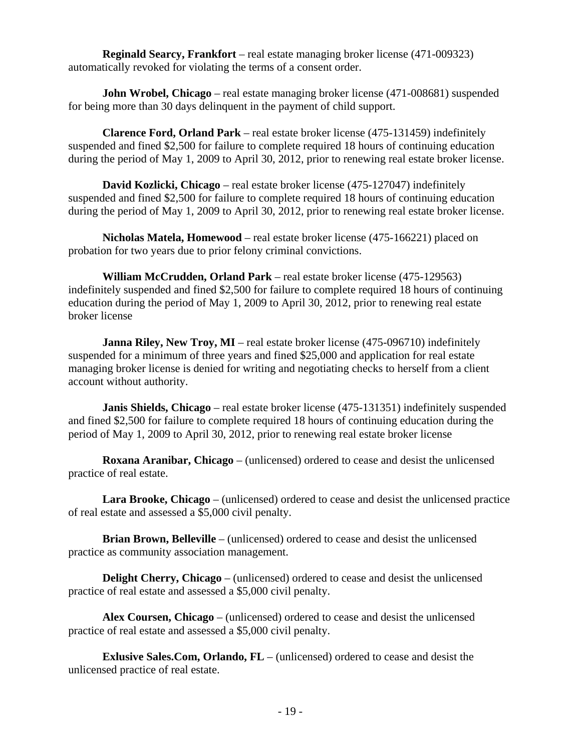**Reginald Searcy, Frankfort** – real estate managing broker license (471-009323) automatically revoked for violating the terms of a consent order.

**John Wrobel, Chicago** – real estate managing broker license (471-008681) suspended for being more than 30 days delinquent in the payment of child support.

**Clarence Ford, Orland Park** – real estate broker license (475-131459) indefinitely suspended and fined $2,500 for failure to complete required 18 hours of continuing education during the period of May 1, 2009 to April 30, 2012, prior to renewing real estate broker license.

**David Kozlicki, Chicago** – real estate broker license (475-127047) indefinitely suspended and fined $2,500 for failure to complete required 18 hours of continuing education during the period of May 1, 2009 to April 30, 2012, prior to renewing real estate broker license.

**Nicholas Matela, Homewood** – real estate broker license (475-166221) placed on probation for two years due to prior felony criminal convictions.

**William McCrudden, Orland Park** – real estate broker license (475-129563) indefinitely suspended and fined $2,500 for failure to complete required 18 hours of continuing education during the period of May 1, 2009 to April 30, 2012, prior to renewing real estate broker license

**Janna Riley, New Troy, MI** – real estate broker license (475-096710) indefinitely suspended for a minimum of three years and fined $25,000 and application for real estate managing broker license is denied for writing and negotiating checks to herself from a client account without authority.

**Janis Shields, Chicago** – real estate broker license (475-131351) indefinitely suspended and fined $2,500 for failure to complete required 18 hours of continuing education during the period of May 1, 2009 to April 30, 2012, prior to renewing real estate broker license

**Roxana Aranibar, Chicago** – (unlicensed) ordered to cease and desist the unlicensed practice of real estate.

**Lara Brooke, Chicago** – (unlicensed) ordered to cease and desist the unlicensed practice of real estate and assessed a $5,000 civil penalty.

**Brian Brown, Belleville** – (unlicensed) ordered to cease and desist the unlicensed practice as community association management.

**Delight Cherry, Chicago** – (unlicensed) ordered to cease and desist the unlicensed practice of real estate and assessed a $5,000 civil penalty.

**Alex Coursen, Chicago** – (unlicensed) ordered to cease and desist the unlicensed practice of real estate and assessed a $5,000 civil penalty.

**Exlusive Sales.Com, Orlando, FL** – (unlicensed) ordered to cease and desist the unlicensed practice of real estate.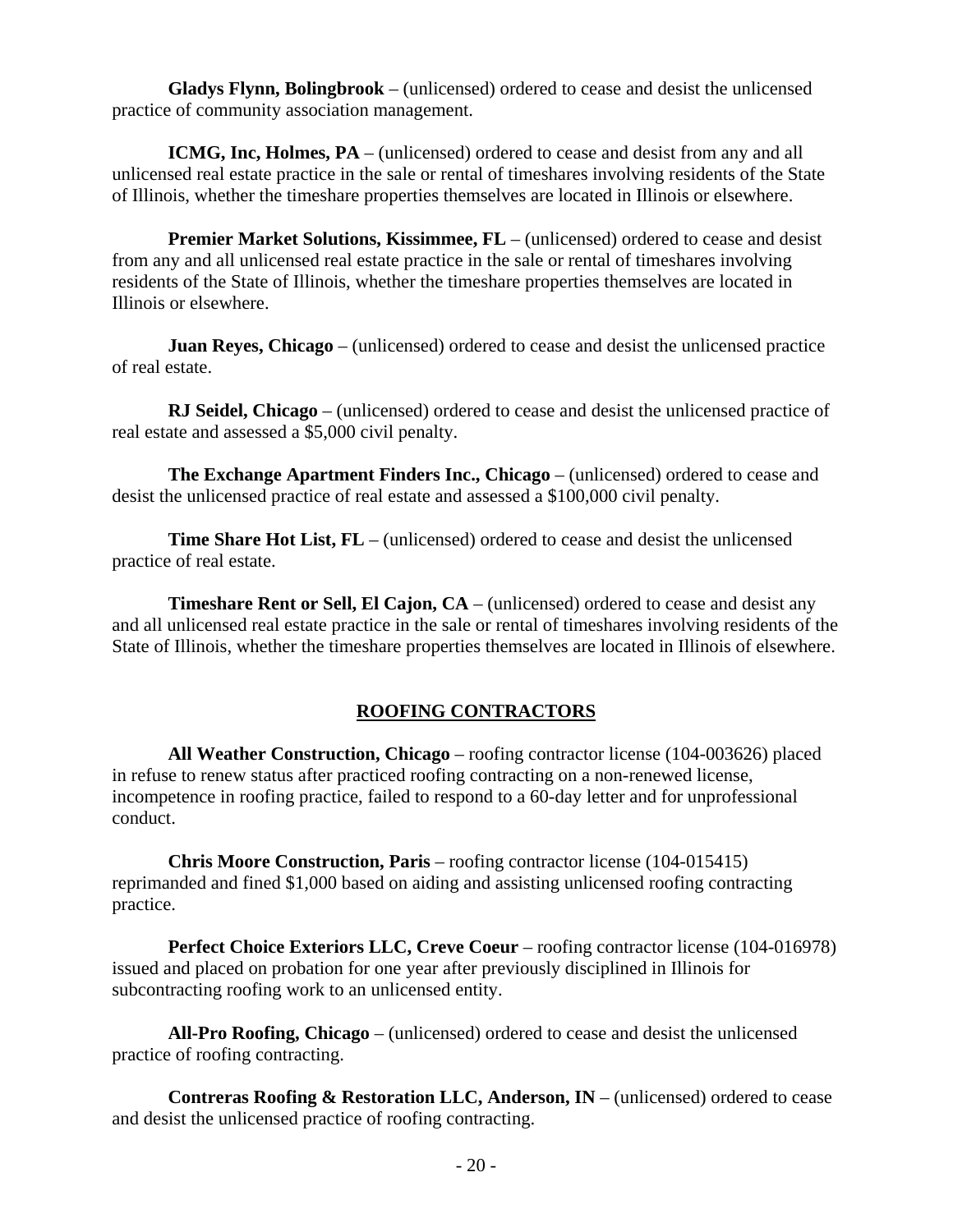**Gladys Flynn, Bolingbrook** – (unlicensed) ordered to cease and desist the unlicensed practice of community association management.

**ICMG, Inc, Holmes, PA** – (unlicensed) ordered to cease and desist from any and all unlicensed real estate practice in the sale or rental of timeshares involving residents of the State of Illinois, whether the timeshare properties themselves are located in Illinois or elsewhere.

**Premier Market Solutions, Kissimmee, FL** – (unlicensed) ordered to cease and desist from any and all unlicensed real estate practice in the sale or rental of timeshares involving residents of the State of Illinois, whether the timeshare properties themselves are located in Illinois or elsewhere.

**Juan Reyes, Chicago** – (unlicensed) ordered to cease and desist the unlicensed practice of real estate.

**RJ Seidel, Chicago** – (unlicensed) ordered to cease and desist the unlicensed practice of real estate and assessed a $5,000 civil penalty.

**The Exchange Apartment Finders Inc., Chicago** – (unlicensed) ordered to cease and desist the unlicensed practice of real estate and assessed a $100,000 civil penalty.

**Time Share Hot List, FL** – (unlicensed) ordered to cease and desist the unlicensed practice of real estate.

**Timeshare Rent or Sell, El Cajon, CA** – (unlicensed) ordered to cease and desist any and all unlicensed real estate practice in the sale or rental of timeshares involving residents of the State of Illinois, whether the timeshare properties themselves are located in Illinois of elsewhere.

## ROOFING CONTRACTORS

**All Weather Construction, Chicago** – roofing contractor license (104-003626) placed in refuse to renew status after practiced roofing contracting on a non-renewed license, incompetence in roofing practice, failed to respond to a 60-day letter and for unprofessional conduct.

**Chris Moore Construction, Paris** – roofing contractor license (104-015415) reprimanded and fined $1,000 based on aiding and assisting unlicensed roofing contracting practice.

**Perfect Choice Exteriors LLC, Creve Coeur** – roofing contractor license (104-016978) issued and placed on probation for one year after previously disciplined in Illinois for subcontracting roofing work to an unlicensed entity.

**All-Pro Roofing, Chicago** – (unlicensed) ordered to cease and desist the unlicensed practice of roofing contracting.

**Contreras Roofing & Restoration LLC, Anderson, IN** – (unlicensed) ordered to cease and desist the unlicensed practice of roofing contracting.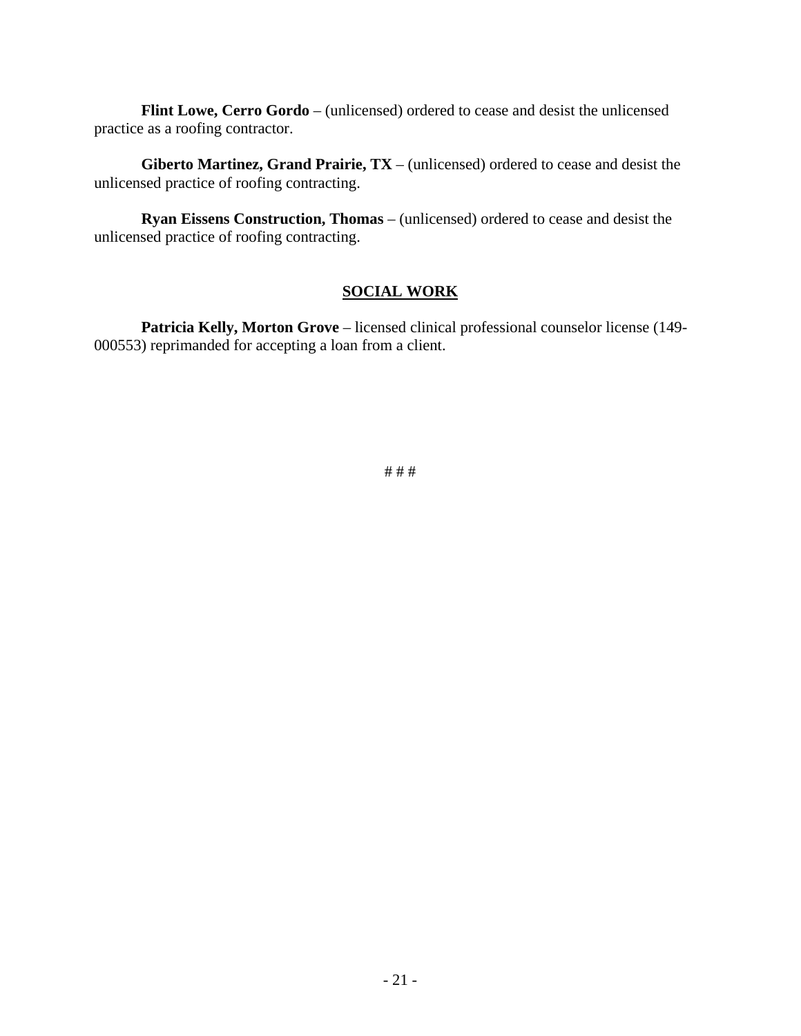**Flint Lowe, Cerro Gordo** – (unlicensed) ordered to cease and desist the unlicensed practice as a roofing contractor.

**Giberto Martinez, Grand Prairie, TX** – (unlicensed) ordered to cease and desist the unlicensed practice of roofing contracting.

**Ryan Eissens Construction, Thomas** – (unlicensed) ordered to cease and desist the unlicensed practice of roofing contracting.

## SOCIAL WORK

**Patricia Kelly, Morton Grove** – licensed clinical professional counselor license (149-000553) reprimanded for accepting a loan from a client.

# # #